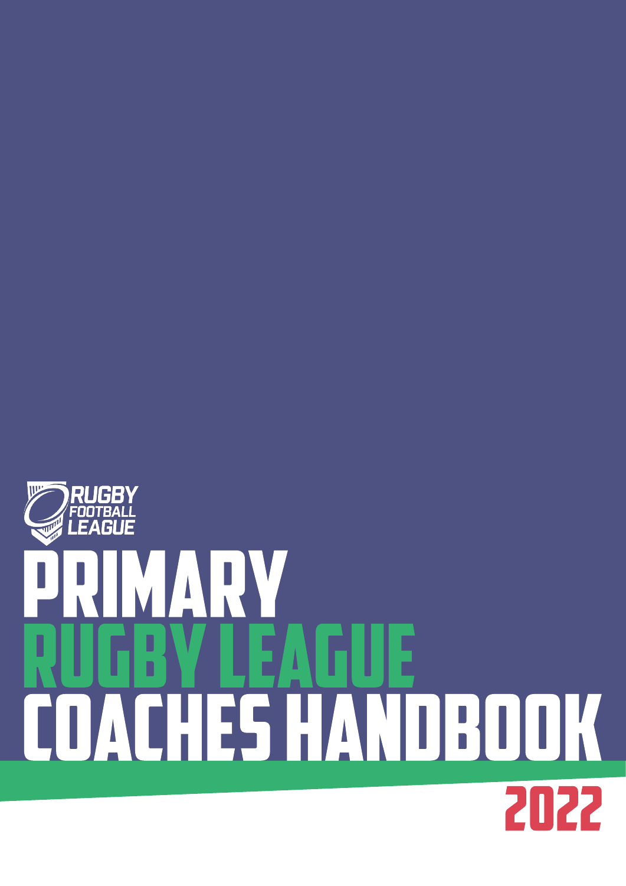RUGBY FOOTBALL LEAGUE

# PRIMARY RUGBY LEAGUE COACHES HANDBOOK

2022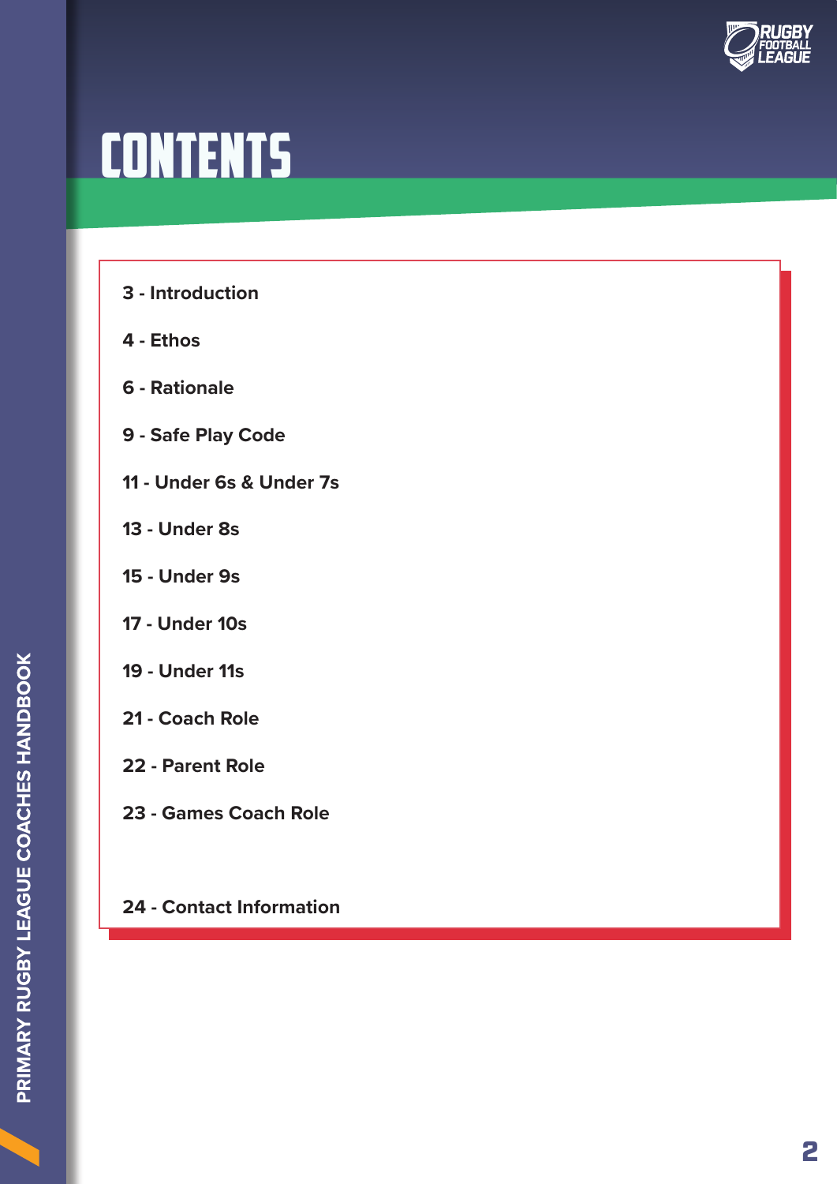# CONTENTS

3 - Introduction

4 - Ethos

6 - Rationale

9 - Safe Play Code

11 - Under 6s & Under 7s

13 - Under 8s

15 - Under 9s

17 - Under 10s

19 - Under 11s

21 - Coach Role

22 - Parent Role

23 - Games Coach Role

24 - Contact Information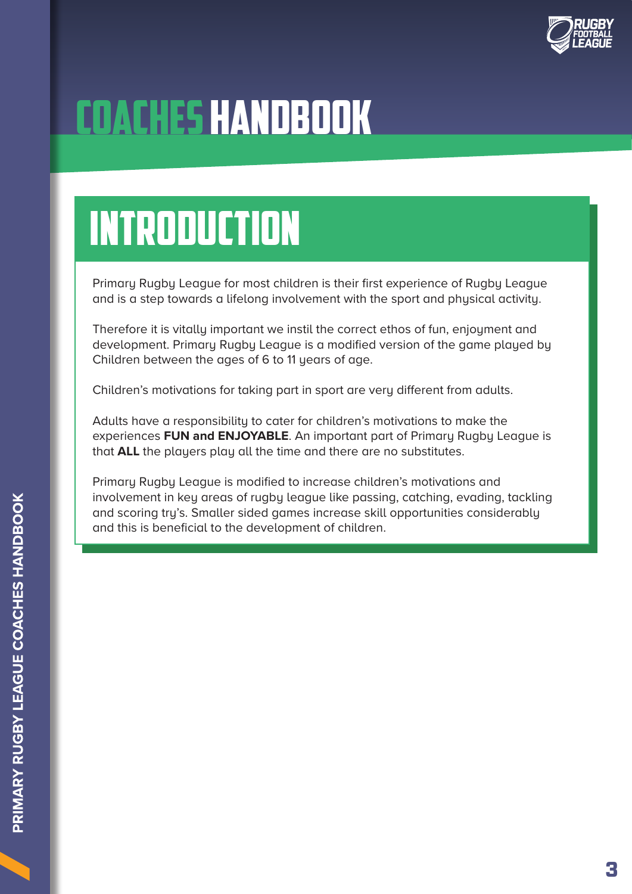# COACHES HANDBOOK

## INTRODUCTION

Primary Rugby League for most children is their first experience of Rugby League and is a step towards a lifelong involvement with the sport and physical activity.

Therefore it is vitally important we instil the correct ethos of fun, enjoyment and development. Primary Rugby League is a modified version of the game played by Children between the ages of 6 to 11 years of age.

Children's motivations for taking part in sport are very different from adults.

Adults have a responsibility to cater for children's motivations to make the experiences **FUN and ENJOYABLE**. An important part of Primary Rugby League is that **ALL** the players play all the time and there are no substitutes.

Primary Rugby League is modified to increase children's motivations and involvement in key areas of rugby league like passing, catching, evading, tackling and scoring try's. Smaller sided games increase skill opportunities considerably and this is beneficial to the development of children.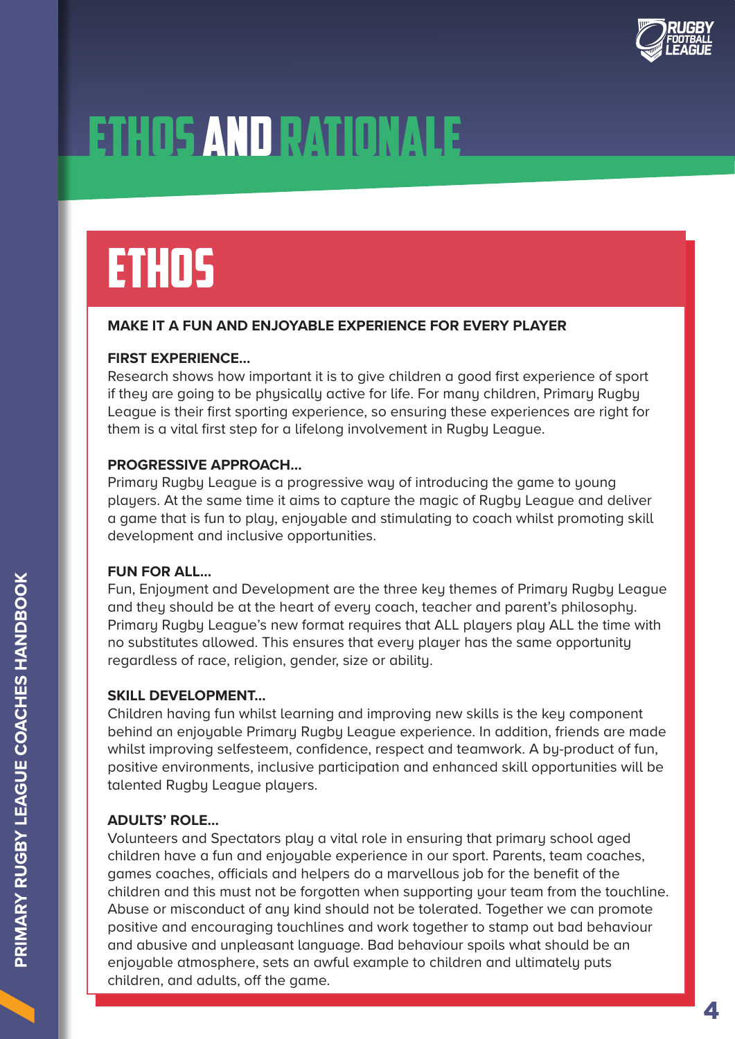# ETHOS AND RATIONALE

## ETHOS

**MAKE IT A FUN AND ENJOYABLE EXPERIENCE FOR EVERY PLAYER**

**FIRST EXPERIENCE...**
Research shows how important it is to give children a good first experience of sport if they are going to be physically active for life. For many children, Primary Rugby League is their first sporting experience, so ensuring these experiences are right for them is a vital first step for a lifelong involvement in Rugby League.

**PROGRESSIVE APPROACH...**
Primary Rugby League is a progressive way of introducing the game to young players. At the same time it aims to capture the magic of Rugby League and deliver a game that is fun to play, enjoyable and stimulating to coach whilst promoting skill development and inclusive opportunities.

**FUN FOR ALL...**
Fun, Enjoyment and Development are the three key themes of Primary Rugby League and they should be at the heart of every coach, teacher and parent's philosophy. Primary Rugby League's new format requires that ALL players play ALL the time with no substitutes allowed. This ensures that every player has the same opportunity regardless of race, religion, gender, size or ability.

**SKILL DEVELOPMENT...**
Children having fun whilst learning and improving new skills is the key component behind an enjoyable Primary Rugby League experience. In addition, friends are made whilst improving selfesteem, confidence, respect and teamwork. A by-product of fun, positive environments, inclusive participation and enhanced skill opportunities will be talented Rugby League players.

**ADULTS' ROLE...**
Volunteers and Spectators play a vital role in ensuring that primary school aged children have a fun and enjoyable experience in our sport. Parents, team coaches, games coaches, officials and helpers do a marvellous job for the benefit of the children and this must not be forgotten when supporting your team from the touchline. Abuse or misconduct of any kind should not be tolerated. Together we can promote positive and encouraging touchlines and work together to stamp out bad behaviour and abusive and unpleasant language. Bad behaviour spoils what should be an enjoyable atmosphere, sets an awful example to children and ultimately puts children, and adults, off the game.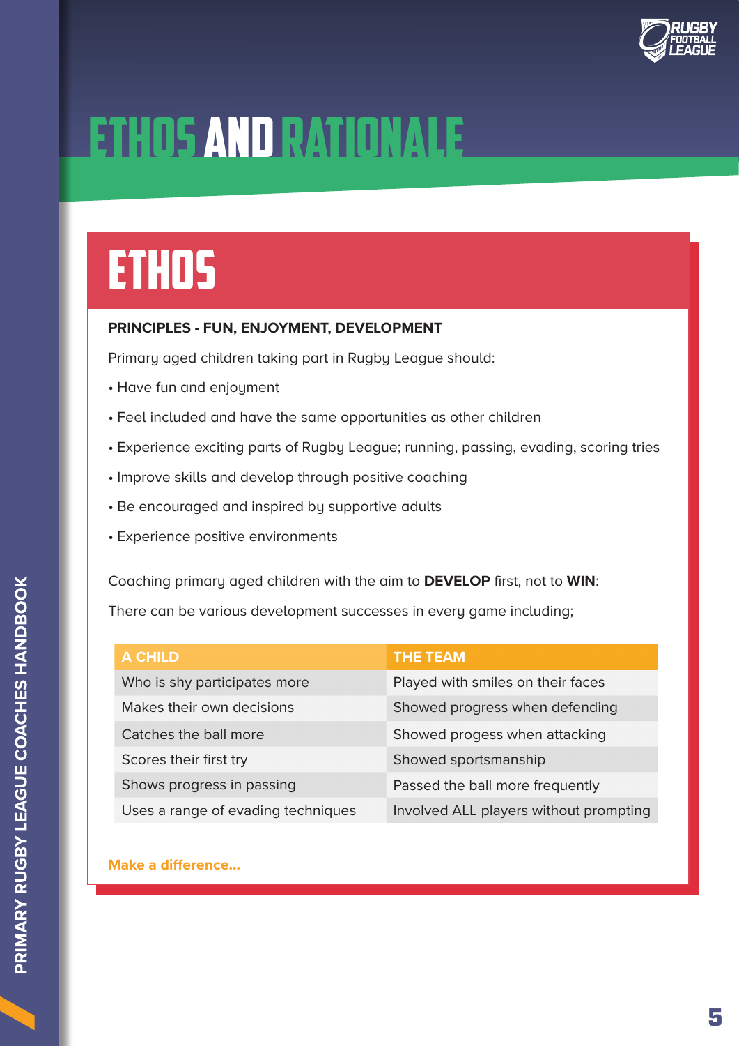# ETHOS AND RATIONALE

## ETHOS

**PRINCIPLES - FUN, ENJOYMENT, DEVELOPMENT**

Primary aged children taking part in Rugby League should:

- Have fun and enjoyment
- Feel included and have the same opportunities as other children
- Experience exciting parts of Rugby League; running, passing, evading, scoring tries
- Improve skills and develop through positive coaching
- Be encouraged and inspired by supportive adults
- Experience positive environments

Coaching primary aged children with the aim to **DEVELOP** first, not to **WIN**:

There can be various development successes in every game including;

| A CHILD | THE TEAM |
|---|---|
| Who is shy participates more | Played with smiles on their faces |
| Makes their own decisions | Showed progress when defending |
| Catches the ball more | Showed progess when attacking |
| Scores their first try | Showed sportsmanship |
| Shows progress in passing | Passed the ball more frequently |
| Uses a range of evading techniques | Involved ALL players without prompting |

**Make a difference...**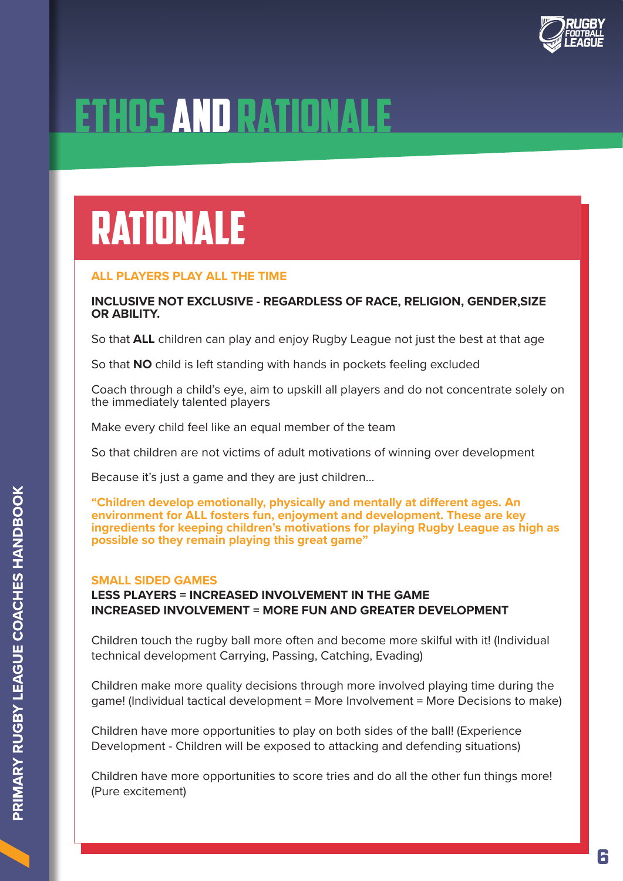# ETHOS AND RATIONALE

## RATIONALE

### ALL PLAYERS PLAY ALL THE TIME

**INCLUSIVE NOT EXCLUSIVE - REGARDLESS OF RACE, RELIGION, GENDER,SIZE OR ABILITY.**

So that **ALL** children can play and enjoy Rugby League not just the best at that age

So that **NO** child is left standing with hands in pockets feeling excluded

Coach through a child's eye, aim to upskill all players and do not concentrate solely on the immediately talented players

Make every child feel like an equal member of the team

So that children are not victims of adult motivations of winning over development

Because it's just a game and they are just children...

**"Children develop emotionally, physically and mentally at different ages. An environment for ALL fosters fun, enjoyment and development. These are key ingredients for keeping children's motivations for playing Rugby League as high as possible so they remain playing this great game"**

### SMALL SIDED GAMES

**LESS PLAYERS = INCREASED INVOLVEMENT IN THE GAME**
**INCREASED INVOLVEMENT = MORE FUN AND GREATER DEVELOPMENT**

Children touch the rugby ball more often and become more skilful with it! (Individual technical development Carrying, Passing, Catching, Evading)

Children make more quality decisions through more involved playing time during the game! (Individual tactical development = More Involvement = More Decisions to make)

Children have more opportunities to play on both sides of the ball! (Experience Development - Children will be exposed to attacking and defending situations)

Children have more opportunities to score tries and do all the other fun things more! (Pure excitement)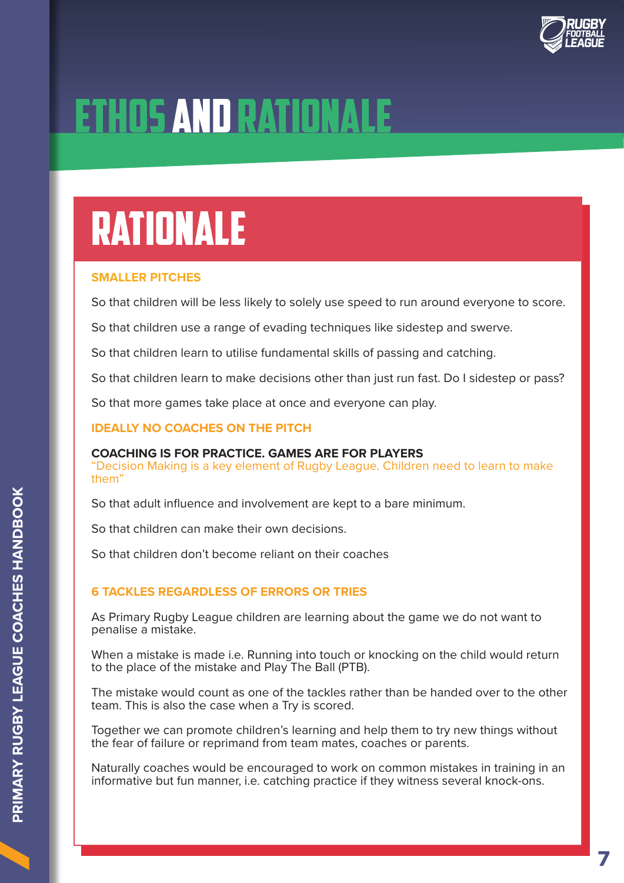# ETHOS AND RATIONALE

## RATIONALE

### SMALLER PITCHES

So that children will be less likely to solely use speed to run around everyone to score.

So that children use a range of evading techniques like sidestep and swerve.

So that children learn to utilise fundamental skills of passing and catching.

So that children learn to make decisions other than just run fast. Do I sidestep or pass?

So that more games take place at once and everyone can play.

### IDEALLY NO COACHES ON THE PITCH

**COACHING IS FOR PRACTICE. GAMES ARE FOR PLAYERS**
"Decision Making is a key element of Rugby League. Children need to learn to make them"

So that adult influence and involvement are kept to a bare minimum.

So that children can make their own decisions.

So that children don't become reliant on their coaches

### 6 TACKLES REGARDLESS OF ERRORS OR TRIES

As Primary Rugby League children are learning about the game we do not want to penalise a mistake.

When a mistake is made i.e. Running into touch or knocking on the child would return to the place of the mistake and Play The Ball (PTB).

The mistake would count as one of the tackles rather than be handed over to the other team. This is also the case when a Try is scored.

Together we can promote children's learning and help them to try new things without the fear of failure or reprimand from team mates, coaches or parents.

Naturally coaches would be encouraged to work on common mistakes in training in an informative but fun manner, i.e. catching practice if they witness several knock-ons.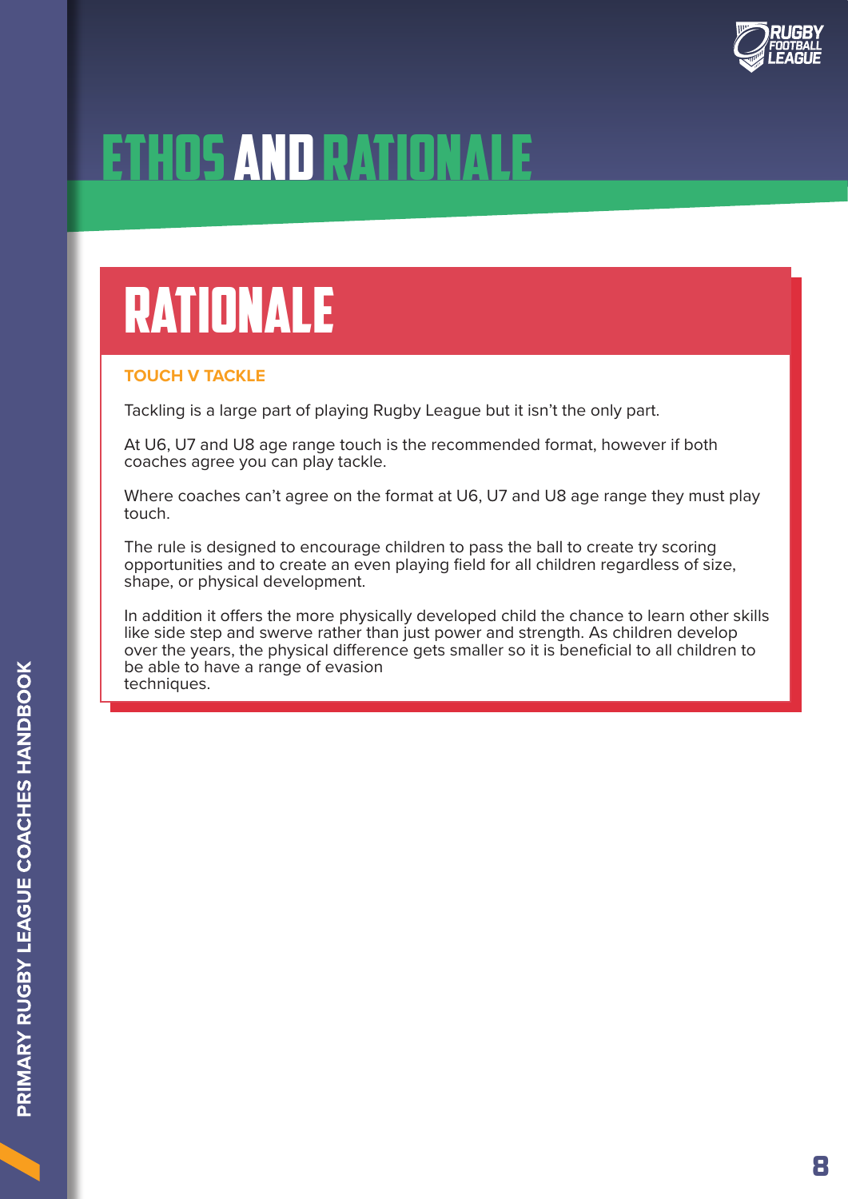# ETHOS AND RATIONALE

## RATIONALE

### TOUCH V TACKLE

Tackling is a large part of playing Rugby League but it isn't the only part.

At U6, U7 and U8 age range touch is the recommended format, however if both coaches agree you can play tackle.

Where coaches can't agree on the format at U6, U7 and U8 age range they must play touch.

The rule is designed to encourage children to pass the ball to create try scoring opportunities and to create an even playing field for all children regardless of size, shape, or physical development.

In addition it offers the more physically developed child the chance to learn other skills like side step and swerve rather than just power and strength. As children develop over the years, the physical difference gets smaller so it is beneficial to all children to be able to have a range of evasion techniques.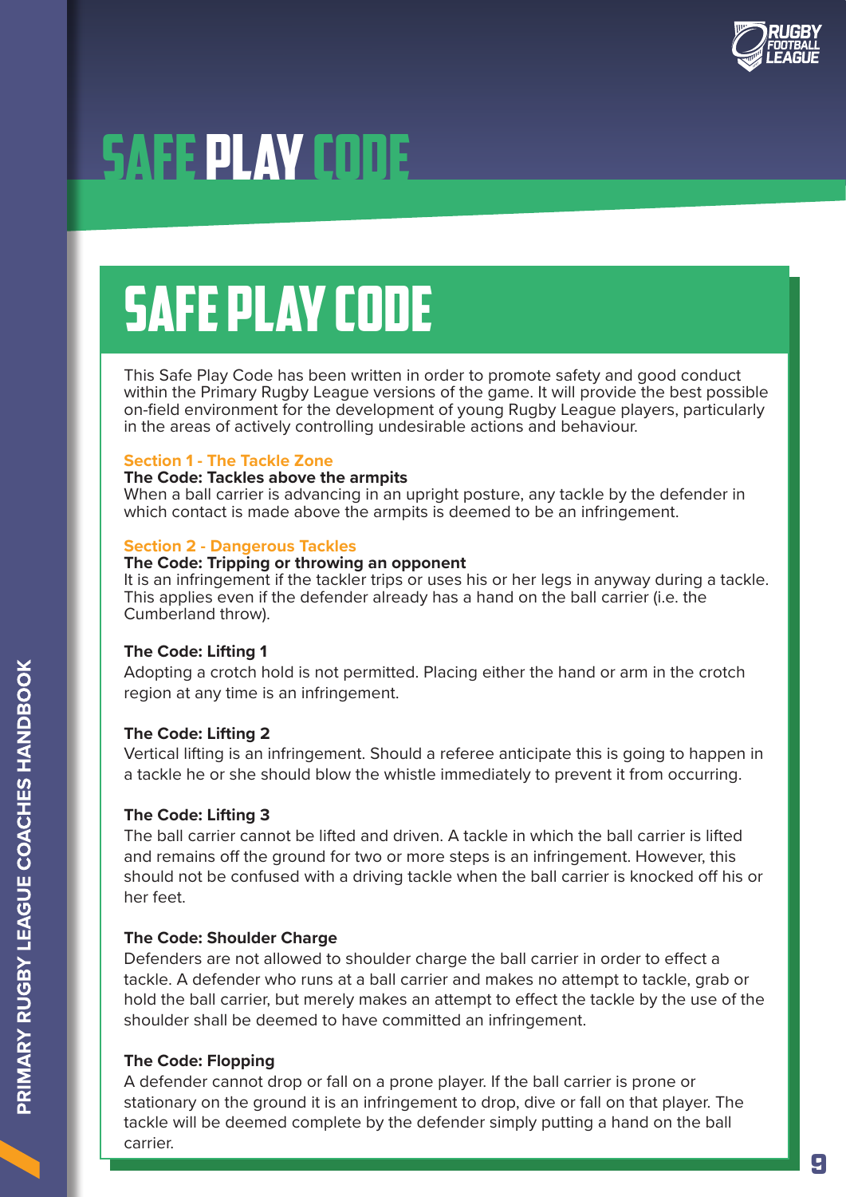# SAFE PLAY CODE

## SAFE PLAY CODE

This Safe Play Code has been written in order to promote safety and good conduct within the Primary Rugby League versions of the game. It will provide the best possible on-field environment for the development of young Rugby League players, particularly in the areas of actively controlling undesirable actions and behaviour.

### Section 1 - The Tackle Zone

**The Code: Tackles above the armpits**
When a ball carrier is advancing in an upright posture, any tackle by the defender in which contact is made above the armpits is deemed to be an infringement.

### Section 2 - Dangerous Tackles

**The Code: Tripping or throwing an opponent**
It is an infringement if the tackler trips or uses his or her legs in anyway during a tackle. This applies even if the defender already has a hand on the ball carrier (i.e. the Cumberland throw).

**The Code: Lifting 1**
Adopting a crotch hold is not permitted. Placing either the hand or arm in the crotch region at any time is an infringement.

**The Code: Lifting 2**
Vertical lifting is an infringement. Should a referee anticipate this is going to happen in a tackle he or she should blow the whistle immediately to prevent it from occurring.

**The Code: Lifting 3**
The ball carrier cannot be lifted and driven. A tackle in which the ball carrier is lifted and remains off the ground for two or more steps is an infringement. However, this should not be confused with a driving tackle when the ball carrier is knocked off his or her feet.

**The Code: Shoulder Charge**
Defenders are not allowed to shoulder charge the ball carrier in order to effect a tackle. A defender who runs at a ball carrier and makes no attempt to tackle, grab or hold the ball carrier, but merely makes an attempt to effect the tackle by the use of the shoulder shall be deemed to have committed an infringement.

**The Code: Flopping**
A defender cannot drop or fall on a prone player. If the ball carrier is prone or stationary on the ground it is an infringement to drop, dive or fall on that player. The tackle will be deemed complete by the defender simply putting a hand on the ball carrier.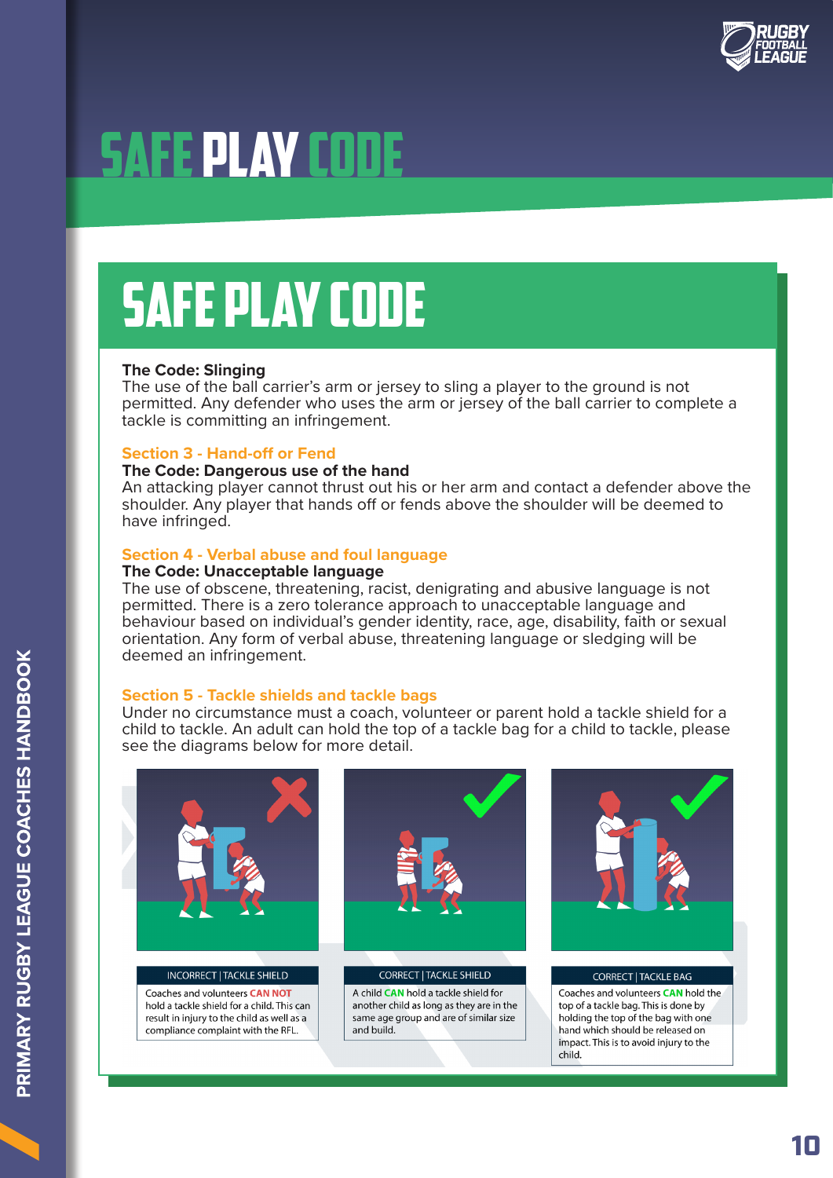# SAFE PLAY CODE

## SAFE PLAY CODE

**The Code: Slinging**
The use of the ball carrier's arm or jersey to sling a player to the ground is not permitted. Any defender who uses the arm or jersey of the ball carrier to complete a tackle is committing an infringement.

### Section 3 - Hand-off or Fend

**The Code: Dangerous use of the hand**
An attacking player cannot thrust out his or her arm and contact a defender above the shoulder. Any player that hands off or fends above the shoulder will be deemed to have infringed.

### Section 4 - Verbal abuse and foul language

**The Code: Unacceptable language**
The use of obscene, threatening, racist, denigrating and abusive language is not permitted. There is a zero tolerance approach to unacceptable language and behaviour based on individual's gender identity, race, age, disability, faith or sexual orientation. Any form of verbal abuse, threatening language or sledging will be deemed an infringement.

### Section 5 - Tackle shields and tackle bags

Under no circumstance must a coach, volunteer or parent hold a tackle shield for a child to tackle. An adult can hold the top of a tackle bag for a child to tackle, please see the diagrams below for more detail.

INCORRECT | TACKLE SHIELD

Coaches and volunteers **CAN NOT** hold a tackle shield for a child. This can result in injury to the child as well as a compliance complaint with the RFL.

CORRECT | TACKLE SHIELD

A child **CAN** hold a tackle shield for another child as long as they are in the same age group and are of similar size and build.

CORRECT | TACKLE BAG

Coaches and volunteers **CAN** hold the top of a tackle bag. This is done by holding the top of the bag with one hand which should be released on impact. This is to avoid injury to the child.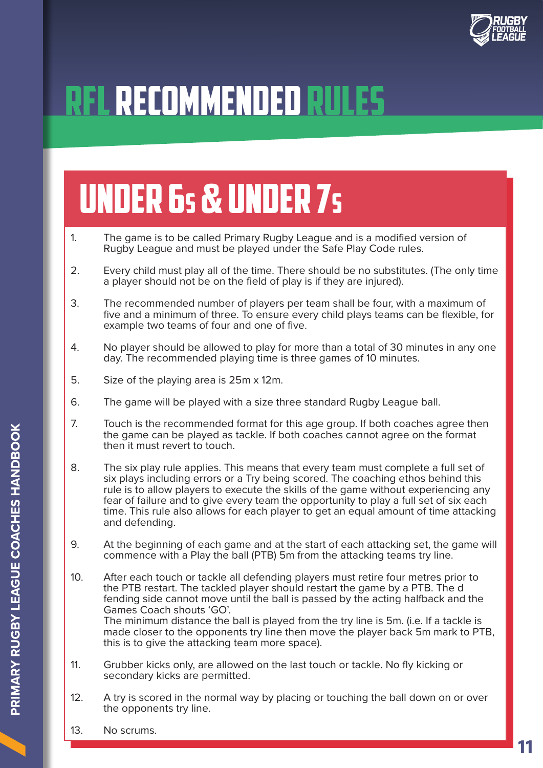# RFL RECOMMENDED RULES

## UNDER 6s & UNDER 7s

1. The game is to be called Primary Rugby League and is a modified version of Rugby League and must be played under the Safe Play Code rules.

2. Every child must play all of the time. There should be no substitutes. (The only time a player should not be on the field of play is if they are injured).

3. The recommended number of players per team shall be four, with a maximum of five and a minimum of three. To ensure every child plays teams can be flexible, for example two teams of four and one of five.

4. No player should be allowed to play for more than a total of 30 minutes in any one day. The recommended playing time is three games of 10 minutes.

5. Size of the playing area is 25m x 12m.

6. The game will be played with a size three standard Rugby League ball.

7. Touch is the recommended format for this age group. If both coaches agree then the game can be played as tackle. If both coaches cannot agree on the format then it must revert to touch.

8. The six play rule applies. This means that every team must complete a full set of six plays including errors or a Try being scored. The coaching ethos behind this rule is to allow players to execute the skills of the game without experiencing any fear of failure and to give every team the opportunity to play a full set of six each time. This rule also allows for each player to get an equal amount of time attacking and defending.

9. At the beginning of each game and at the start of each attacking set, the game will commence with a Play the ball (PTB) 5m from the attacking teams try line.

10. After each touch or tackle all defending players must retire four metres prior to the PTB restart. The tackled player should restart the game by a PTB. The d fending side cannot move until the ball is passed by the acting halfback and the Games Coach shouts 'GO'.
    The minimum distance the ball is played from the try line is 5m. (i.e. If a tackle is made closer to the opponents try line then move the player back 5m mark to PTB, this is to give the attacking team more space).

11. Grubber kicks only, are allowed on the last touch or tackle. No fly kicking or secondary kicks are permitted.

12. A try is scored in the normal way by placing or touching the ball down on or over the opponents try line.

13. No scrums.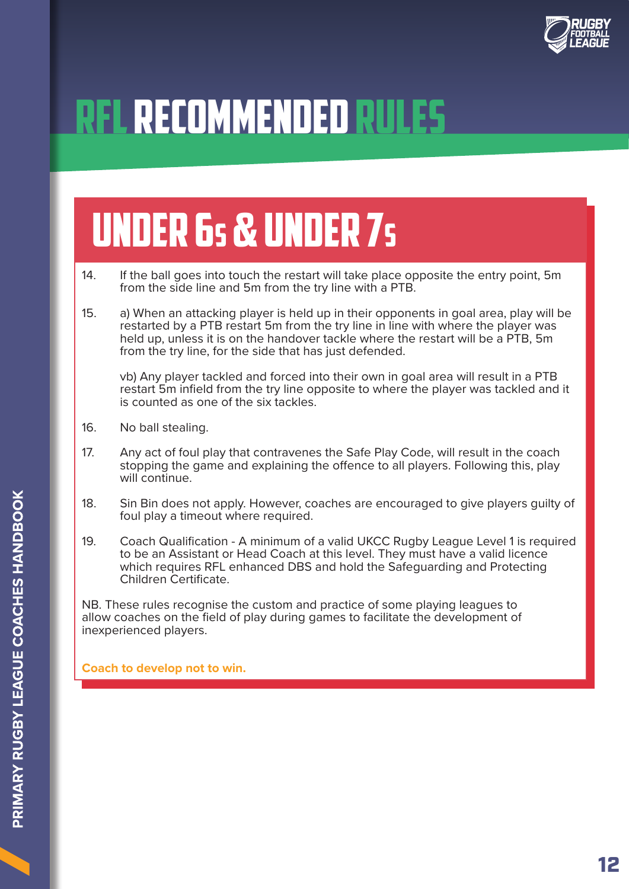# RFL RECOMMENDED RULES

## UNDER 6s & UNDER 7s

14. If the ball goes into touch the restart will take place opposite the entry point, 5m from the side line and 5m from the try line with a PTB.

15. a) When an attacking player is held up in their opponents in goal area, play will be restarted by a PTB restart 5m from the try line in line with where the player was held up, unless it is on the handover tackle where the restart will be a PTB, 5m from the try line, for the side that has just defended.

    vb) Any player tackled and forced into their own in goal area will result in a PTB restart 5m infield from the try line opposite to where the player was tackled and it is counted as one of the six tackles.

16. No ball stealing.

17. Any act of foul play that contravenes the Safe Play Code, will result in the coach stopping the game and explaining the offence to all players. Following this, play will continue.

18. Sin Bin does not apply. However, coaches are encouraged to give players guilty of foul play a timeout where required.

19. Coach Qualification - A minimum of a valid UKCC Rugby League Level 1 is required to be an Assistant or Head Coach at this level. They must have a valid licence which requires RFL enhanced DBS and hold the Safeguarding and Protecting Children Certificate.

NB. These rules recognise the custom and practice of some playing leagues to allow coaches on the field of play during games to facilitate the development of inexperienced players.

**Coach to develop not to win.**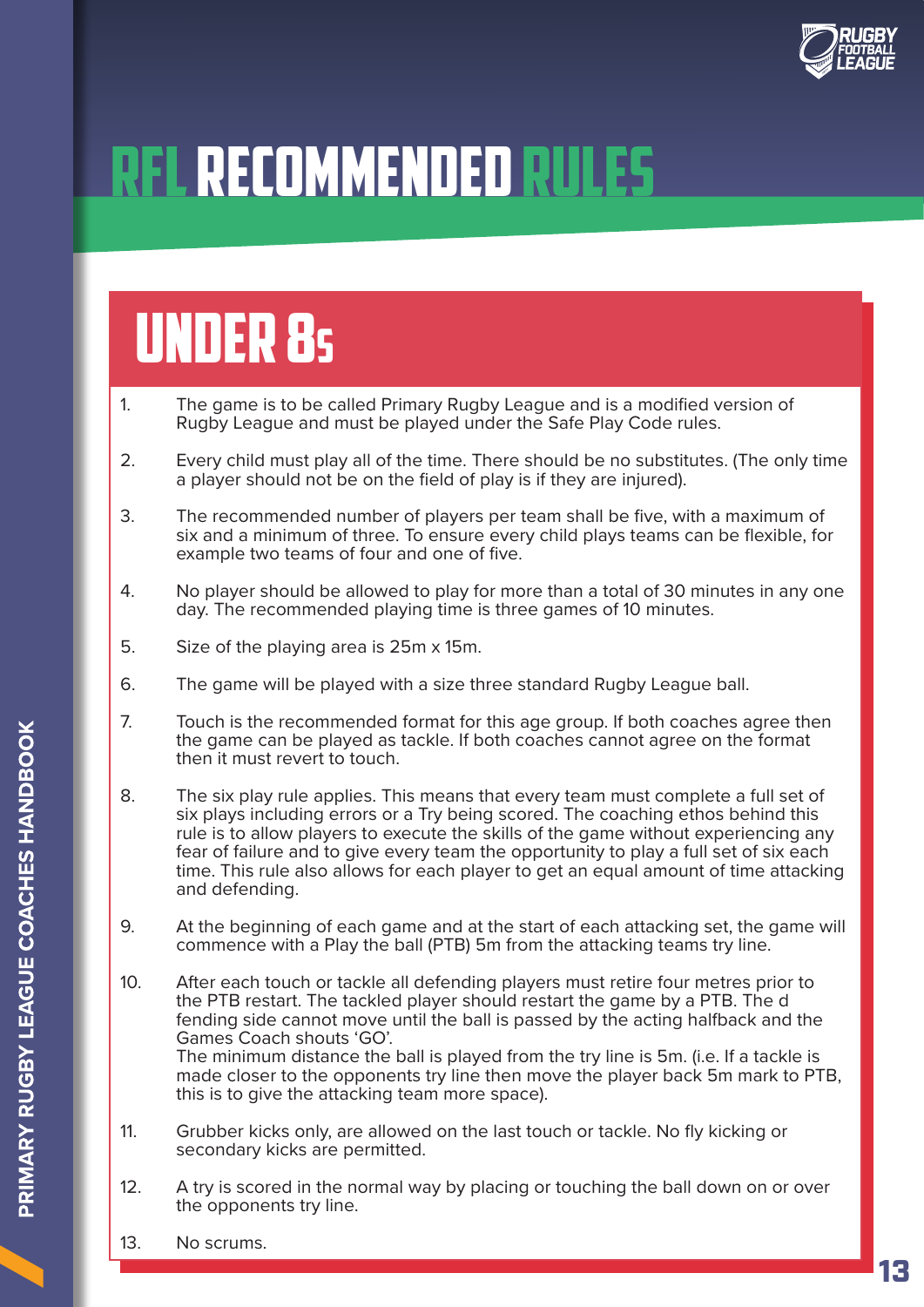# RFL RECOMMENDED RULES

## UNDER 8s

1. The game is to be called Primary Rugby League and is a modified version of Rugby League and must be played under the Safe Play Code rules.

2. Every child must play all of the time. There should be no substitutes. (The only time a player should not be on the field of play is if they are injured).

3. The recommended number of players per team shall be five, with a maximum of six and a minimum of three. To ensure every child plays teams can be flexible, for example two teams of four and one of five.

4. No player should be allowed to play for more than a total of 30 minutes in any one day. The recommended playing time is three games of 10 minutes.

5. Size of the playing area is 25m x 15m.

6. The game will be played with a size three standard Rugby League ball.

7. Touch is the recommended format for this age group. If both coaches agree then the game can be played as tackle. If both coaches cannot agree on the format then it must revert to touch.

8. The six play rule applies. This means that every team must complete a full set of six plays including errors or a Try being scored. The coaching ethos behind this rule is to allow players to execute the skills of the game without experiencing any fear of failure and to give every team the opportunity to play a full set of six each time. This rule also allows for each player to get an equal amount of time attacking and defending.

9. At the beginning of each game and at the start of each attacking set, the game will commence with a Play the ball (PTB) 5m from the attacking teams try line.

10. After each touch or tackle all defending players must retire four metres prior to the PTB restart. The tackled player should restart the game by a PTB. The d fending side cannot move until the ball is passed by the acting halfback and the Games Coach shouts 'GO'.
    The minimum distance the ball is played from the try line is 5m. (i.e. If a tackle is made closer to the opponents try line then move the player back 5m mark to PTB, this is to give the attacking team more space).

11. Grubber kicks only, are allowed on the last touch or tackle. No fly kicking or secondary kicks are permitted.

12. A try is scored in the normal way by placing or touching the ball down on or over the opponents try line.

13. No scrums.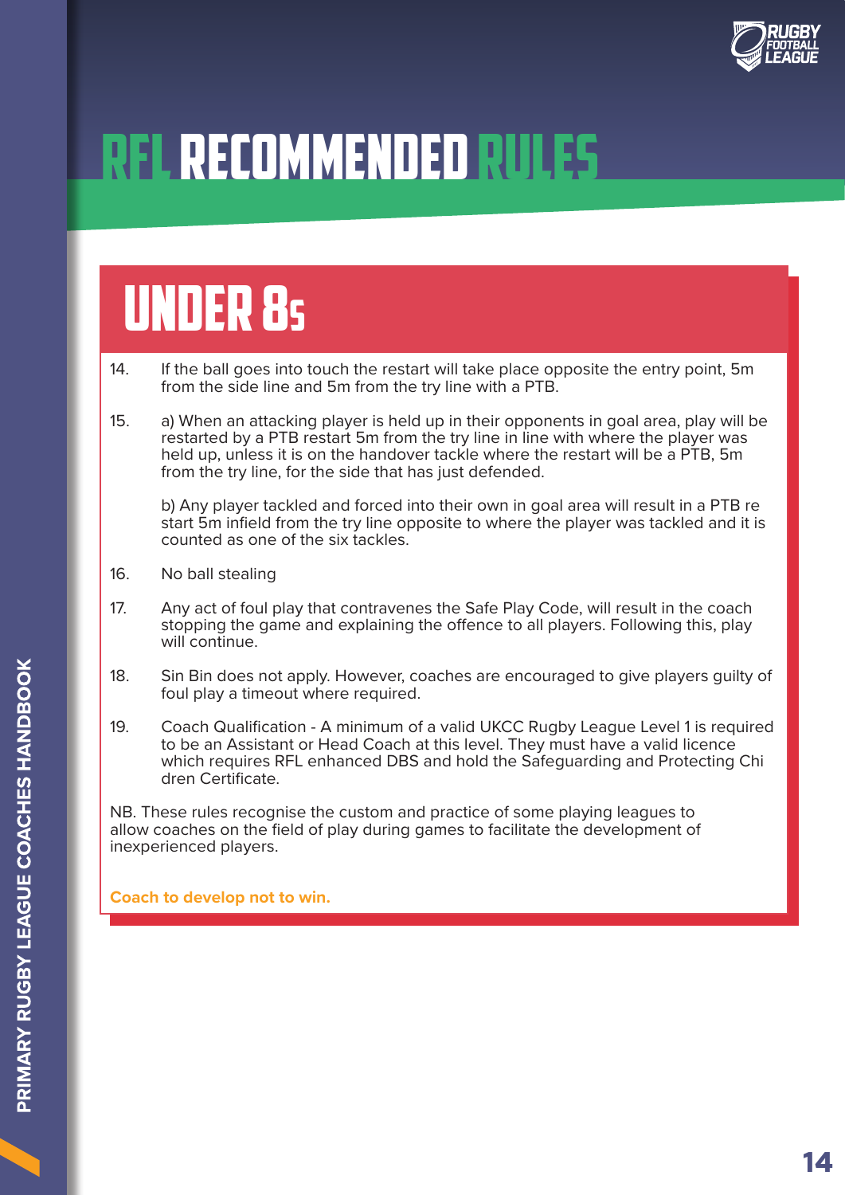# RFL RECOMMENDED RULES

## UNDER 8s

14. If the ball goes into touch the restart will take place opposite the entry point, 5m from the side line and 5m from the try line with a PTB.

15. a) When an attacking player is held up in their opponents in goal area, play will be restarted by a PTB restart 5m from the try line in line with where the player was held up, unless it is on the handover tackle where the restart will be a PTB, 5m from the try line, for the side that has just defended.

    b) Any player tackled and forced into their own in goal area will result in a PTB re start 5m infield from the try line opposite to where the player was tackled and it is counted as one of the six tackles.

16. No ball stealing

17. Any act of foul play that contravenes the Safe Play Code, will result in the coach stopping the game and explaining the offence to all players. Following this, play will continue.

18. Sin Bin does not apply. However, coaches are encouraged to give players guilty of foul play a timeout where required.

19. Coach Qualification - A minimum of a valid UKCC Rugby League Level 1 is required to be an Assistant or Head Coach at this level. They must have a valid licence which requires RFL enhanced DBS and hold the Safeguarding and Protecting Chi dren Certificate.

NB. These rules recognise the custom and practice of some playing leagues to allow coaches on the field of play during games to facilitate the development of inexperienced players.

**Coach to develop not to win.**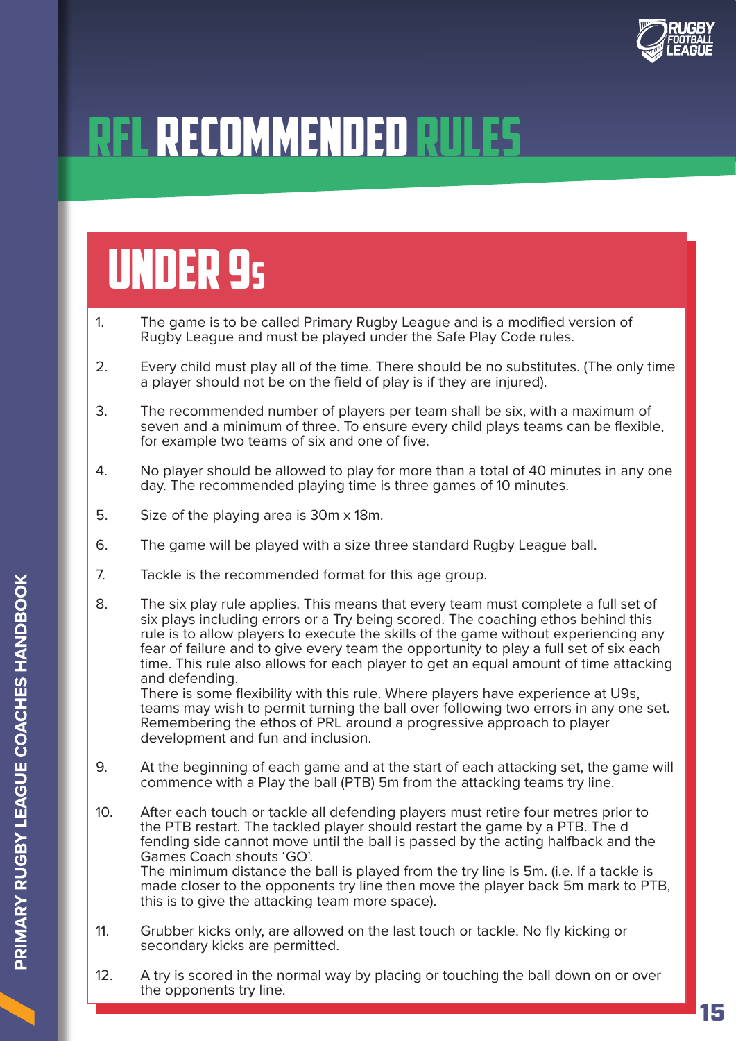# RFL RECOMMENDED RULES

## UNDER 9s

1. The game is to be called Primary Rugby League and is a modified version of Rugby League and must be played under the Safe Play Code rules.

2. Every child must play all of the time. There should be no substitutes. (The only time a player should not be on the field of play is if they are injured).

3. The recommended number of players per team shall be six, with a maximum of seven and a minimum of three. To ensure every child plays teams can be flexible, for example two teams of six and one of five.

4. No player should be allowed to play for more than a total of 40 minutes in any one day. The recommended playing time is three games of 10 minutes.

5. Size of the playing area is 30m x 18m.

6. The game will be played with a size three standard Rugby League ball.

7. Tackle is the recommended format for this age group.

8. The six play rule applies. This means that every team must complete a full set of six plays including errors or a Try being scored. The coaching ethos behind this rule is to allow players to execute the skills of the game without experiencing any fear of failure and to give every team the opportunity to play a full set of six each time. This rule also allows for each player to get an equal amount of time attacking and defending.
   There is some flexibility with this rule. Where players have experience at U9s, teams may wish to permit turning the ball over following two errors in any one set. Remembering the ethos of PRL around a progressive approach to player development and fun and inclusion.

9. At the beginning of each game and at the start of each attacking set, the game will commence with a Play the ball (PTB) 5m from the attacking teams try line.

10. After each touch or tackle all defending players must retire four metres prior to the PTB restart. The tackled player should restart the game by a PTB. The d fending side cannot move until the ball is passed by the acting halfback and the Games Coach shouts 'GO'.
    The minimum distance the ball is played from the try line is 5m. (i.e. If a tackle is made closer to the opponents try line then move the player back 5m mark to PTB, this is to give the attacking team more space).

11. Grubber kicks only, are allowed on the last touch or tackle. No fly kicking or secondary kicks are permitted.

12. A try is scored in the normal way by placing or touching the ball down on or over the opponents try line.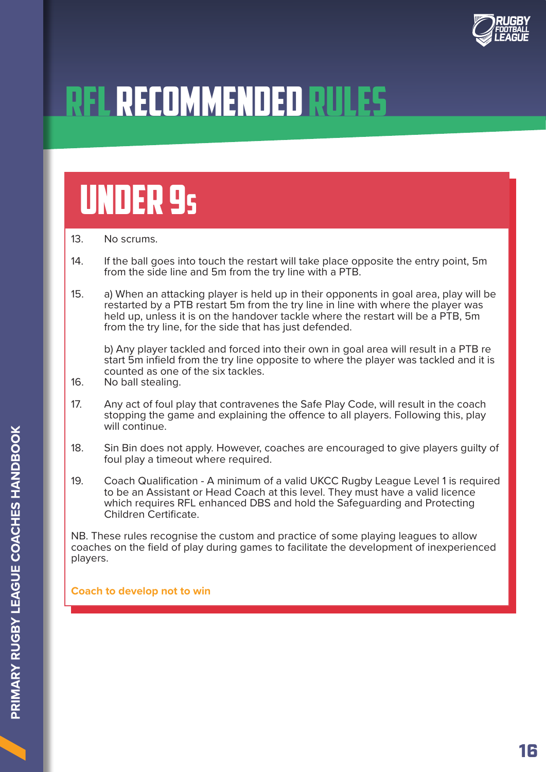# RFL RECOMMENDED RULES

## UNDER 9s

13. No scrums.

14. If the ball goes into touch the restart will take place opposite the entry point, 5m from the side line and 5m from the try line with a PTB.

15. a) When an attacking player is held up in their opponents in goal area, play will be restarted by a PTB restart 5m from the try line in line with where the player was held up, unless it is on the handover tackle where the restart will be a PTB, 5m from the try line, for the side that has just defended.

    b) Any player tackled and forced into their own in goal area will result in a PTB re start 5m infield from the try line opposite to where the player was tackled and it is counted as one of the six tackles.

16. No ball stealing.

17. Any act of foul play that contravenes the Safe Play Code, will result in the coach stopping the game and explaining the offence to all players. Following this, play will continue.

18. Sin Bin does not apply. However, coaches are encouraged to give players guilty of foul play a timeout where required.

19. Coach Qualification - A minimum of a valid UKCC Rugby League Level 1 is required to be an Assistant or Head Coach at this level. They must have a valid licence which requires RFL enhanced DBS and hold the Safeguarding and Protecting Children Certificate.

NB. These rules recognise the custom and practice of some playing leagues to allow coaches on the field of play during games to facilitate the development of inexperienced players.

**Coach to develop not to win**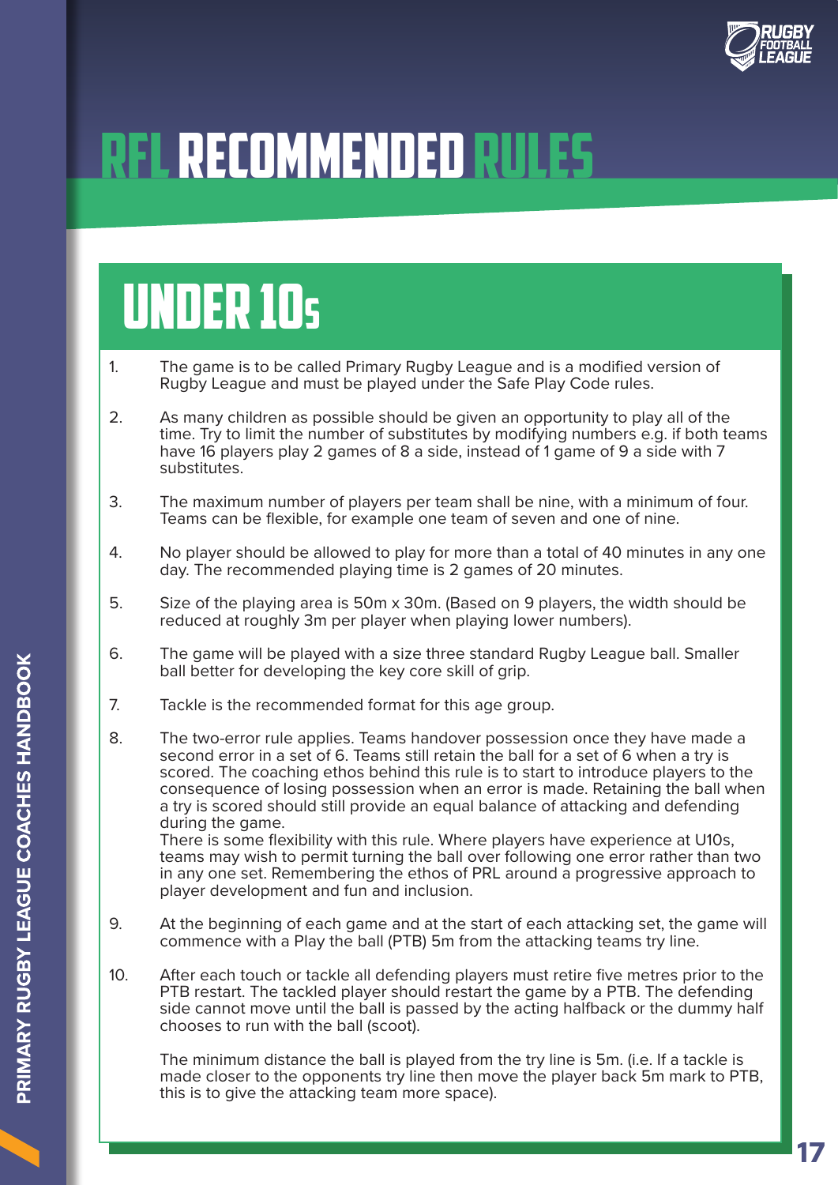# RFL RECOMMENDED RULES

## UNDER 10s

1. The game is to be called Primary Rugby League and is a modified version of Rugby League and must be played under the Safe Play Code rules.

2. As many children as possible should be given an opportunity to play all of the time. Try to limit the number of substitutes by modifying numbers e.g. if both teams have 16 players play 2 games of 8 a side, instead of 1 game of 9 a side with 7 substitutes.

3. The maximum number of players per team shall be nine, with a minimum of four. Teams can be flexible, for example one team of seven and one of nine.

4. No player should be allowed to play for more than a total of 40 minutes in any one day. The recommended playing time is 2 games of 20 minutes.

5. Size of the playing area is 50m x 30m. (Based on 9 players, the width should be reduced at roughly 3m per player when playing lower numbers).

6. The game will be played with a size three standard Rugby League ball. Smaller ball better for developing the key core skill of grip.

7. Tackle is the recommended format for this age group.

8. The two-error rule applies. Teams handover possession once they have made a second error in a set of 6. Teams still retain the ball for a set of 6 when a try is scored. The coaching ethos behind this rule is to start to introduce players to the consequence of losing possession when an error is made. Retaining the ball when a try is scored should still provide an equal balance of attacking and defending during the game.
   There is some flexibility with this rule. Where players have experience at U10s, teams may wish to permit turning the ball over following one error rather than two in any one set. Remembering the ethos of PRL around a progressive approach to player development and fun and inclusion.

9. At the beginning of each game and at the start of each attacking set, the game will commence with a Play the ball (PTB) 5m from the attacking teams try line.

10. After each touch or tackle all defending players must retire five metres prior to the PTB restart. The tackled player should restart the game by a PTB. The defending side cannot move until the ball is passed by the acting halfback or the dummy half chooses to run with the ball (scoot).

    The minimum distance the ball is played from the try line is 5m. (i.e. If a tackle is made closer to the opponents try line then move the player back 5m mark to PTB, this is to give the attacking team more space).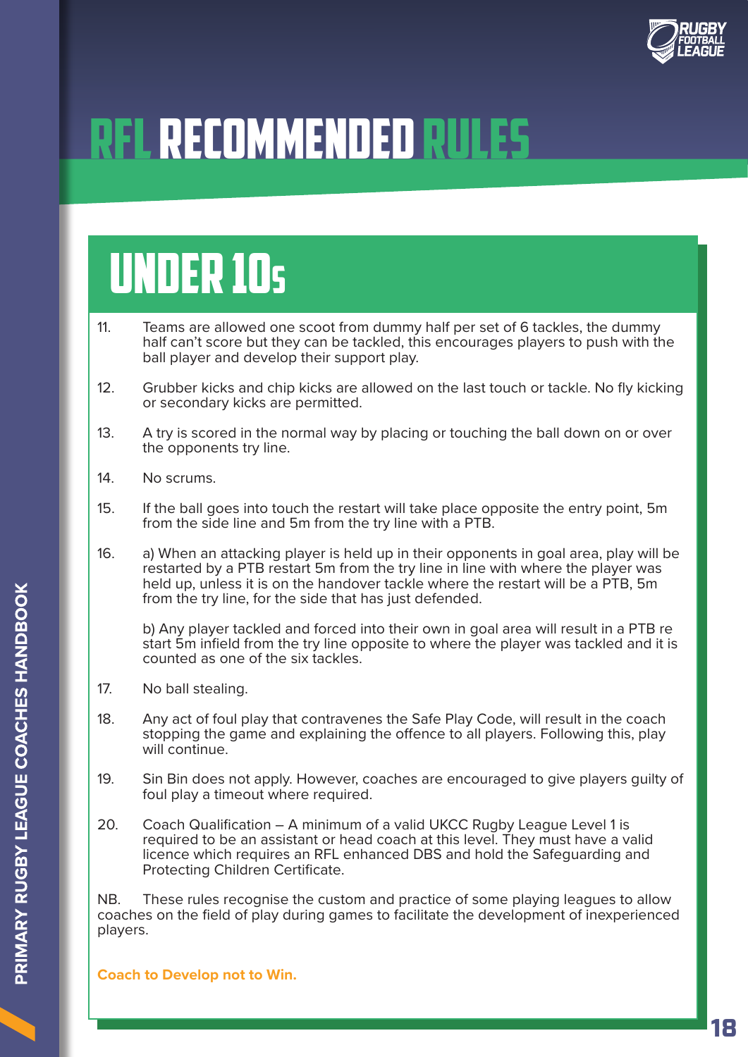# RFL RECOMMENDED RULES

## UNDER 10s

11. Teams are allowed one scoot from dummy half per set of 6 tackles, the dummy half can't score but they can be tackled, this encourages players to push with the ball player and develop their support play.

12. Grubber kicks and chip kicks are allowed on the last touch or tackle. No fly kicking or secondary kicks are permitted.

13. A try is scored in the normal way by placing or touching the ball down on or over the opponents try line.

14. No scrums.

15. If the ball goes into touch the restart will take place opposite the entry point, 5m from the side line and 5m from the try line with a PTB.

16. a) When an attacking player is held up in their opponents in goal area, play will be restarted by a PTB restart 5m from the try line in line with where the player was held up, unless it is on the handover tackle where the restart will be a PTB, 5m from the try line, for the side that has just defended.

    b) Any player tackled and forced into their own in goal area will result in a PTB re start 5m infield from the try line opposite to where the player was tackled and it is counted as one of the six tackles.

17. No ball stealing.

18. Any act of foul play that contravenes the Safe Play Code, will result in the coach stopping the game and explaining the offence to all players. Following this, play will continue.

19. Sin Bin does not apply. However, coaches are encouraged to give players guilty of foul play a timeout where required.

20. Coach Qualification – A minimum of a valid UKCC Rugby League Level 1 is required to be an assistant or head coach at this level. They must have a valid licence which requires an RFL enhanced DBS and hold the Safeguarding and Protecting Children Certificate.

NB. These rules recognise the custom and practice of some playing leagues to allow coaches on the field of play during games to facilitate the development of inexperienced players.

**Coach to Develop not to Win.**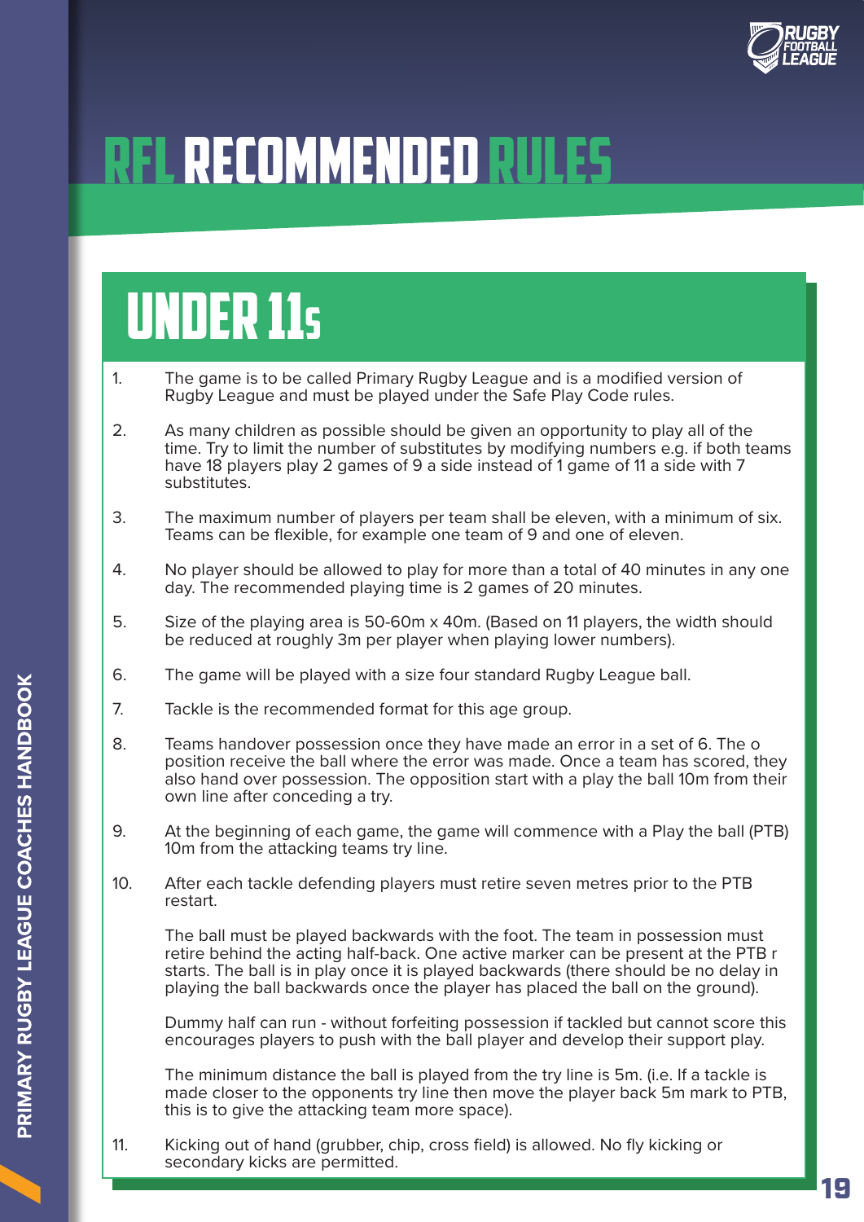# RFL RECOMMENDED RULES

## UNDER 11s

1. The game is to be called Primary Rugby League and is a modified version of Rugby League and must be played under the Safe Play Code rules.

2. As many children as possible should be given an opportunity to play all of the time. Try to limit the number of substitutes by modifying numbers e.g. if both teams have 18 players play 2 games of 9 a side instead of 1 game of 11 a side with 7 substitutes.

3. The maximum number of players per team shall be eleven, with a minimum of six. Teams can be flexible, for example one team of 9 and one of eleven.

4. No player should be allowed to play for more than a total of 40 minutes in any one day. The recommended playing time is 2 games of 20 minutes.

5. Size of the playing area is 50-60m x 40m. (Based on 11 players, the width should be reduced at roughly 3m per player when playing lower numbers).

6. The game will be played with a size four standard Rugby League ball.

7. Tackle is the recommended format for this age group.

8. Teams handover possession once they have made an error in a set of 6. The o position receive the ball where the error was made. Once a team has scored, they also hand over possession. The opposition start with a play the ball 10m from their own line after conceding a try.

9. At the beginning of each game, the game will commence with a Play the ball (PTB) 10m from the attacking teams try line.

10. After each tackle defending players must retire seven metres prior to the PTB restart.

    The ball must be played backwards with the foot. The team in possession must retire behind the acting half-back. One active marker can be present at the PTB r starts. The ball is in play once it is played backwards (there should be no delay in playing the ball backwards once the player has placed the ball on the ground).

    Dummy half can run - without forfeiting possession if tackled but cannot score this encourages players to push with the ball player and develop their support play.

    The minimum distance the ball is played from the try line is 5m. (i.e. If a tackle is made closer to the opponents try line then move the player back 5m mark to PTB, this is to give the attacking team more space).

11. Kicking out of hand (grubber, chip, cross field) is allowed. No fly kicking or secondary kicks are permitted.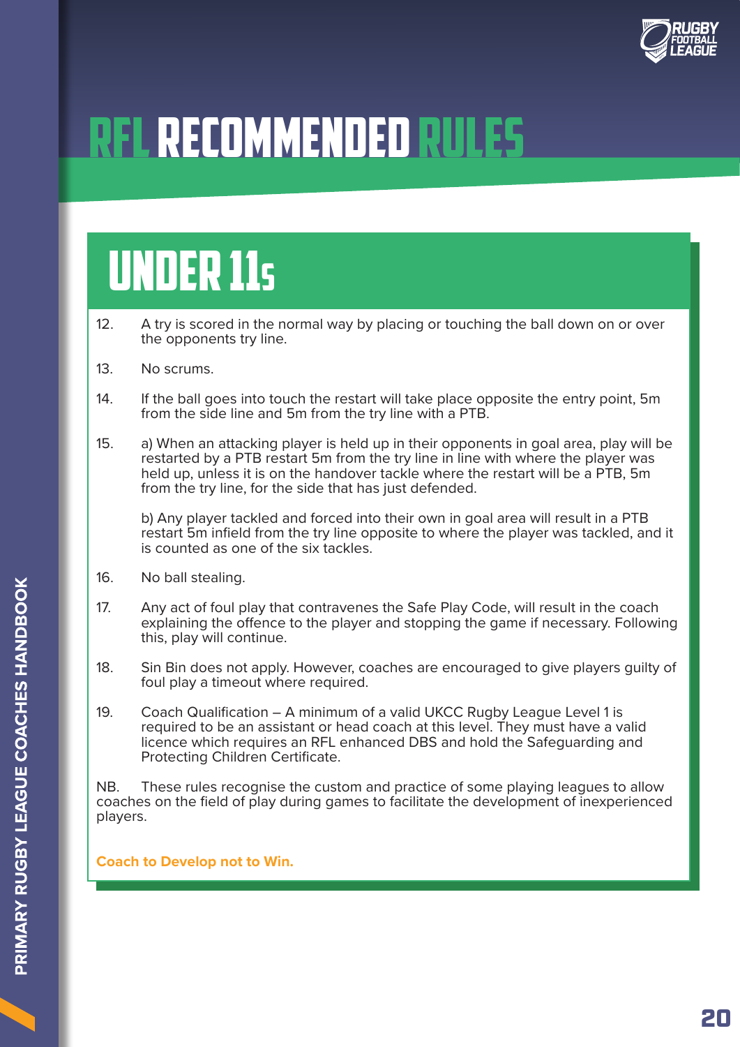# RFL RECOMMENDED RULES

## UNDER 11s

12. A try is scored in the normal way by placing or touching the ball down on or over the opponents try line.

13. No scrums.

14. If the ball goes into touch the restart will take place opposite the entry point, 5m from the side line and 5m from the try line with a PTB.

15. a) When an attacking player is held up in their opponents in goal area, play will be restarted by a PTB restart 5m from the try line in line with where the player was held up, unless it is on the handover tackle where the restart will be a PTB, 5m from the try line, for the side that has just defended.

    b) Any player tackled and forced into their own in goal area will result in a PTB restart 5m infield from the try line opposite to where the player was tackled, and it is counted as one of the six tackles.

16. No ball stealing.

17. Any act of foul play that contravenes the Safe Play Code, will result in the coach explaining the offence to the player and stopping the game if necessary. Following this, play will continue.

18. Sin Bin does not apply. However, coaches are encouraged to give players guilty of foul play a timeout where required.

19. Coach Qualification – A minimum of a valid UKCC Rugby League Level 1 is required to be an assistant or head coach at this level. They must have a valid licence which requires an RFL enhanced DBS and hold the Safeguarding and Protecting Children Certificate.

NB. These rules recognise the custom and practice of some playing leagues to allow coaches on the field of play during games to facilitate the development of inexperienced players.

**Coach to Develop not to Win.**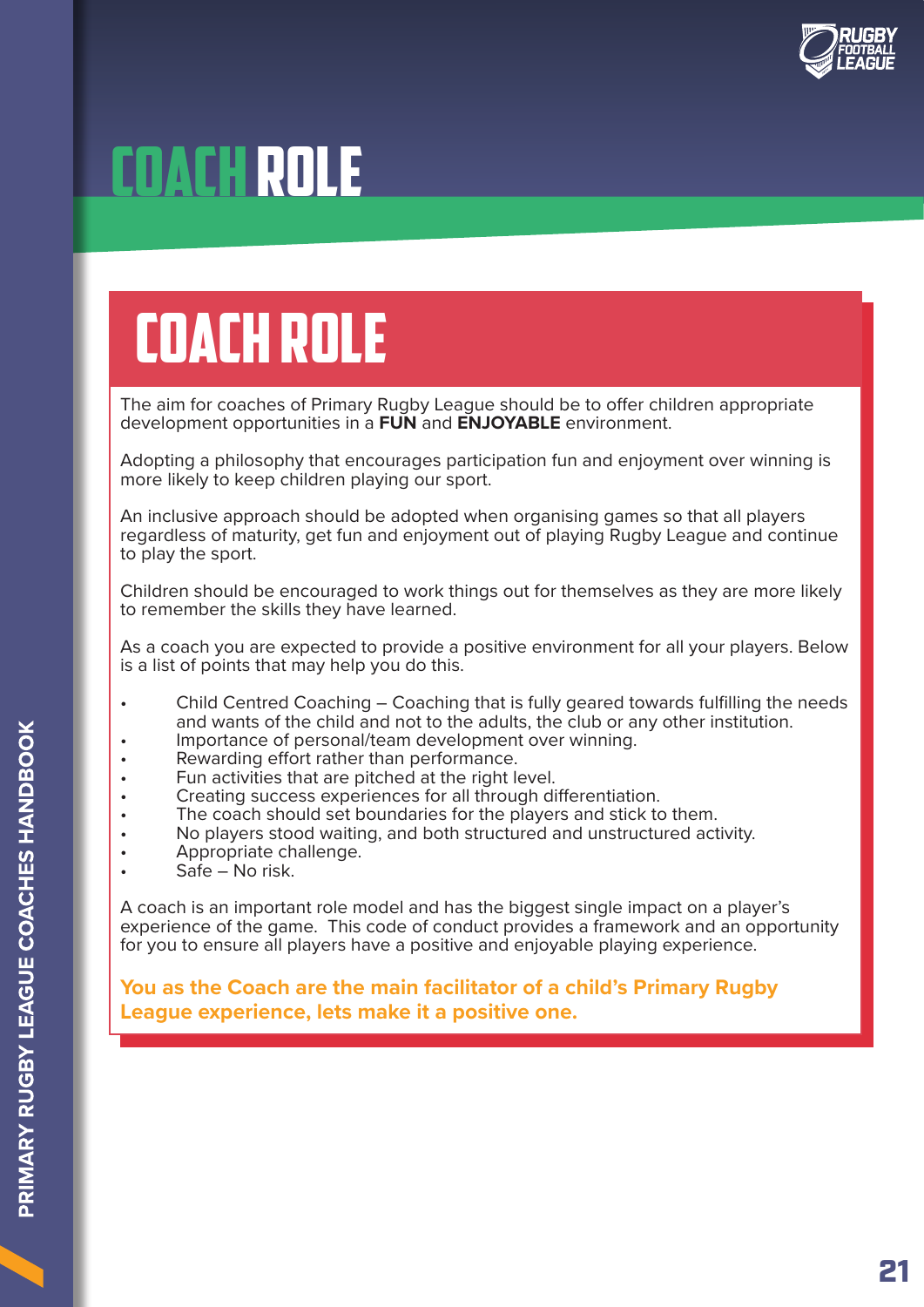# COACH ROLE

## COACH ROLE

The aim for coaches of Primary Rugby League should be to offer children appropriate development opportunities in a **FUN** and **ENJOYABLE** environment.

Adopting a philosophy that encourages participation fun and enjoyment over winning is more likely to keep children playing our sport.

An inclusive approach should be adopted when organising games so that all players regardless of maturity, get fun and enjoyment out of playing Rugby League and continue to play the sport.

Children should be encouraged to work things out for themselves as they are more likely to remember the skills they have learned.

As a coach you are expected to provide a positive environment for all your players. Below is a list of points that may help you do this.

- Child Centred Coaching – Coaching that is fully geared towards fulfilling the needs and wants of the child and not to the adults, the club or any other institution.
- Importance of personal/team development over winning.
- Rewarding effort rather than performance.
- Fun activities that are pitched at the right level.
- Creating success experiences for all through differentiation.
- The coach should set boundaries for the players and stick to them.
- No players stood waiting, and both structured and unstructured activity.
- Appropriate challenge.
- Safe – No risk.

A coach is an important role model and has the biggest single impact on a player's experience of the game. This code of conduct provides a framework and an opportunity for you to ensure all players have a positive and enjoyable playing experience.

**You as the Coach are the main facilitator of a child's Primary Rugby League experience, lets make it a positive one.**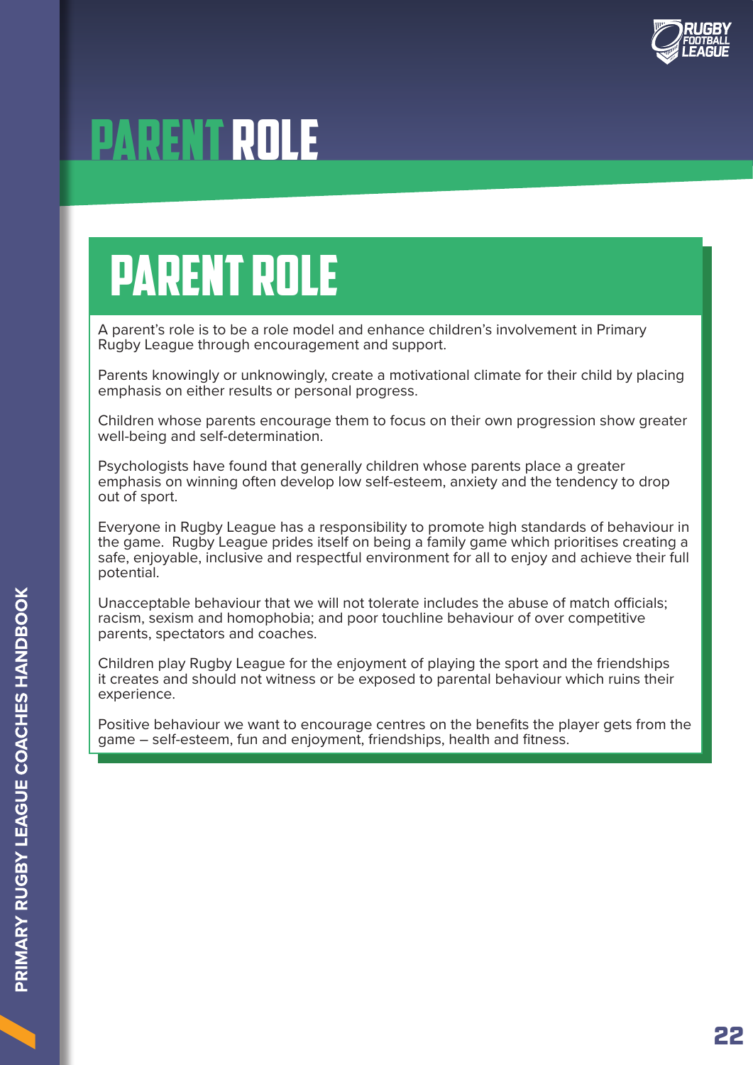# PARENT ROLE

## PARENT ROLE

A parent's role is to be a role model and enhance children's involvement in Primary Rugby League through encouragement and support.

Parents knowingly or unknowingly, create a motivational climate for their child by placing emphasis on either results or personal progress.

Children whose parents encourage them to focus on their own progression show greater well-being and self-determination.

Psychologists have found that generally children whose parents place a greater emphasis on winning often develop low self-esteem, anxiety and the tendency to drop out of sport.

Everyone in Rugby League has a responsibility to promote high standards of behaviour in the game. Rugby League prides itself on being a family game which prioritises creating a safe, enjoyable, inclusive and respectful environment for all to enjoy and achieve their full potential.

Unacceptable behaviour that we will not tolerate includes the abuse of match officials; racism, sexism and homophobia; and poor touchline behaviour of over competitive parents, spectators and coaches.

Children play Rugby League for the enjoyment of playing the sport and the friendships it creates and should not witness or be exposed to parental behaviour which ruins their experience.

Positive behaviour we want to encourage centres on the benefits the player gets from the game – self-esteem, fun and enjoyment, friendships, health and fitness.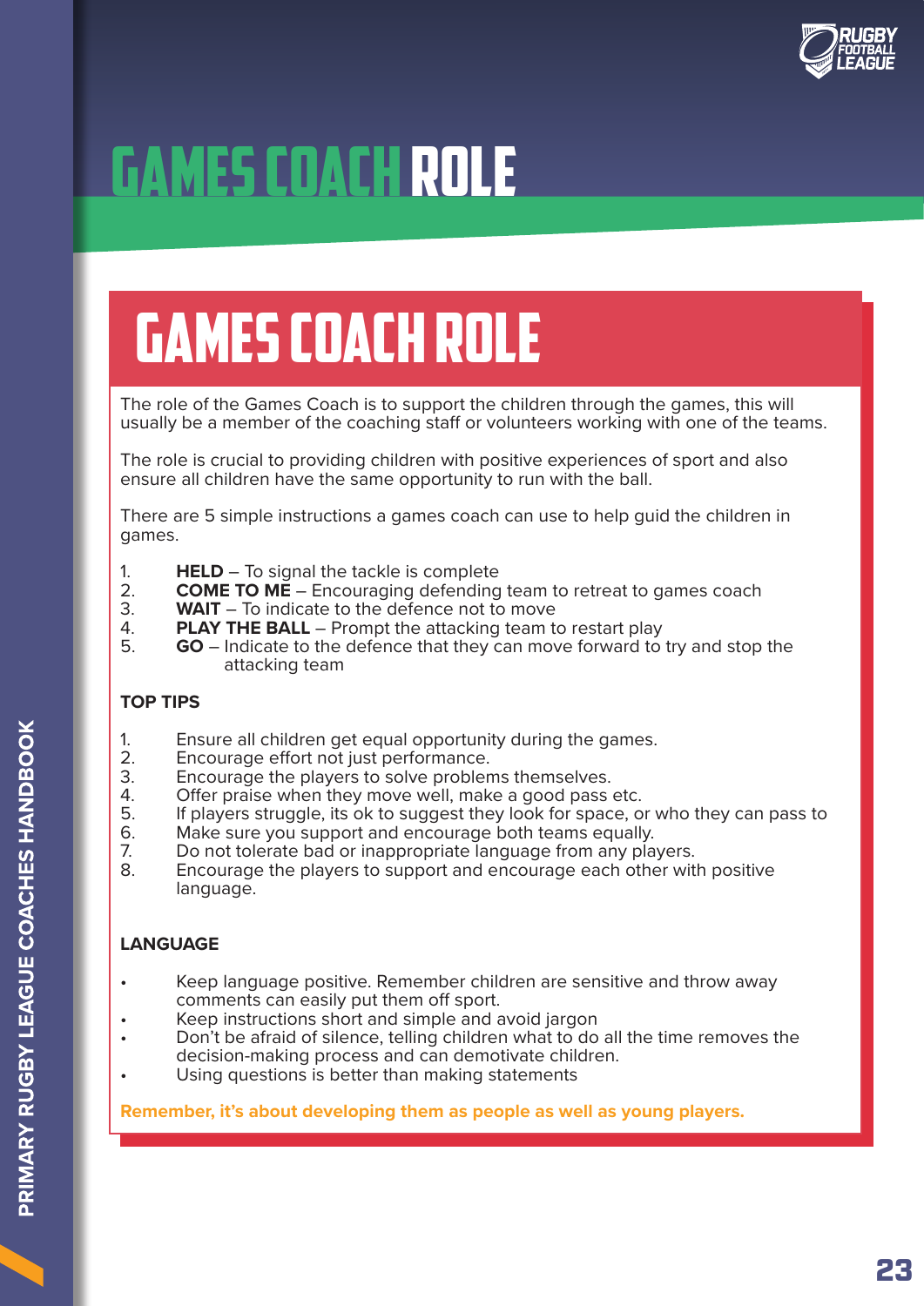# GAMES COACH ROLE

## GAMES COACH ROLE

The role of the Games Coach is to support the children through the games, this will usually be a member of the coaching staff or volunteers working with one of the teams.

The role is crucial to providing children with positive experiences of sport and also ensure all children have the same opportunity to run with the ball.

There are 5 simple instructions a games coach can use to help guid the children in games.

1. **HELD** – To signal the tackle is complete
2. **COME TO ME** – Encouraging defending team to retreat to games coach
3. **WAIT** – To indicate to the defence not to move
4. **PLAY THE BALL** – Prompt the attacking team to restart play
5. **GO** – Indicate to the defence that they can move forward to try and stop the attacking team

**TOP TIPS**

1. Ensure all children get equal opportunity during the games.
2. Encourage effort not just performance.
3. Encourage the players to solve problems themselves.
4. Offer praise when they move well, make a good pass etc.
5. If players struggle, its ok to suggest they look for space, or who they can pass to
6. Make sure you support and encourage both teams equally.
7. Do not tolerate bad or inappropriate language from any players.
8. Encourage the players to support and encourage each other with positive language.

**LANGUAGE**

- Keep language positive. Remember children are sensitive and throw away comments can easily put them off sport.
- Keep instructions short and simple and avoid jargon
- Don't be afraid of silence, telling children what to do all the time removes the decision-making process and can demotivate children.
- Using questions is better than making statements

**Remember, it's about developing them as people as well as young players.**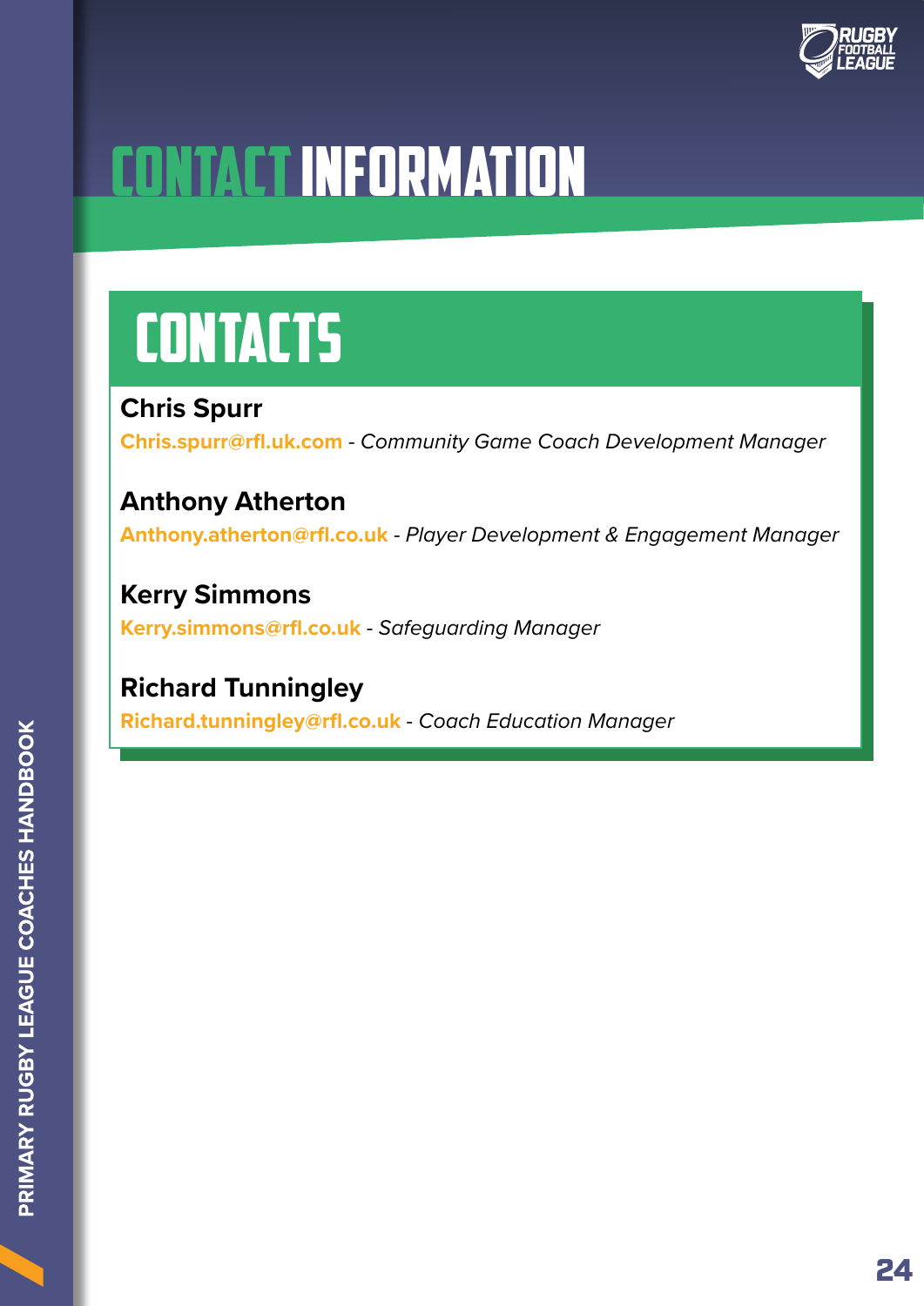# CONTACT INFORMATION

## CONTACTS

**Chris Spurr**
Chris.spurr@rfl.uk.com - *Community Game Coach Development Manager*

**Anthony Atherton**
Anthony.atherton@rfl.co.uk - *Player Development & Engagement Manager*

**Kerry Simmons**
Kerry.simmons@rfl.co.uk - *Safeguarding Manager*

**Richard Tunningley**
Richard.tunningley@rfl.co.uk - *Coach Education Manager*